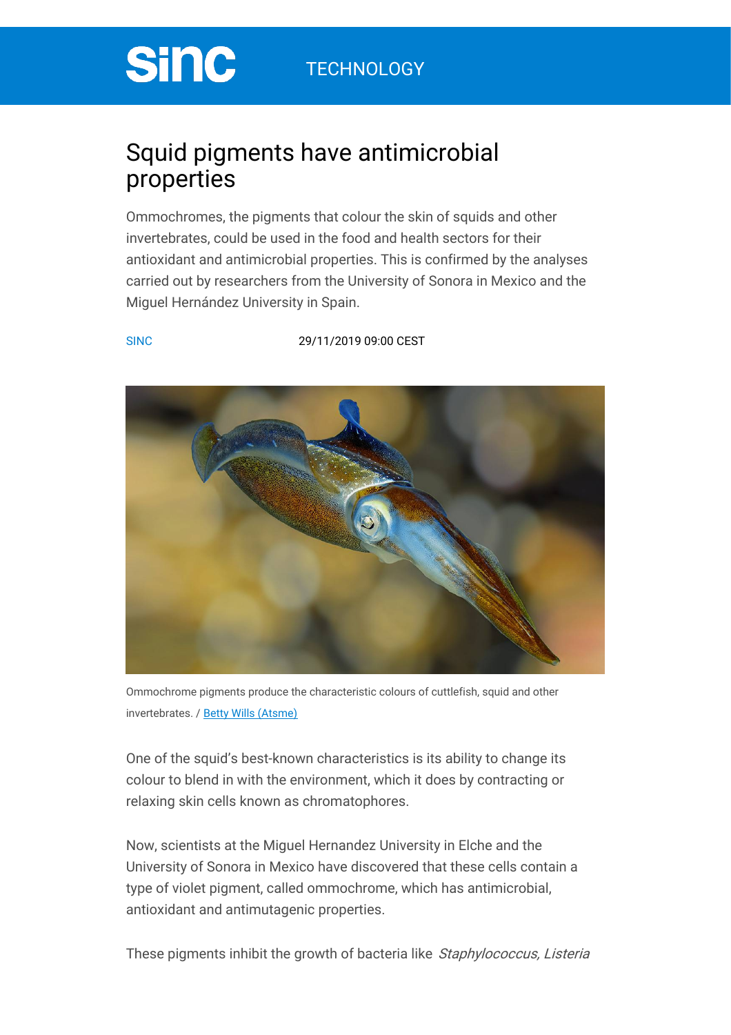sinc TECHNOLOGY

# Squid pigments have antimicrobial properties

Ommochromes, the pigments that colour the skin of squids and other invertebrates, could be used in the food and health sectors for their antioxidant and antimicrobial properties. This is confirmed by the analyses carried out by researchers from the University of Sonora in Mexico and the Miguel Hernández University in Spain.

SINC 29/11/2019 09:00 CEST

Ommochrome pigments produce the characteristic colours of cuttlefish, squid and other invertebrates. / Betty Wills (Atsme)

One of the squid's best-known characteristics is its ability to change its colour to blend in with the environment, which it does by contracting or relaxing skin cells known as chromatophores.

Now, scientists at the Miguel Hernandez University in Elche and the University of Sonora in Mexico have discovered that these cells contain a type of violet pigment, called ommochrome, which has antimicrobial, antioxidant and antimutagenic properties.

These pigments inhibit the growth of bacteria like *Staphylococcus, Listeria*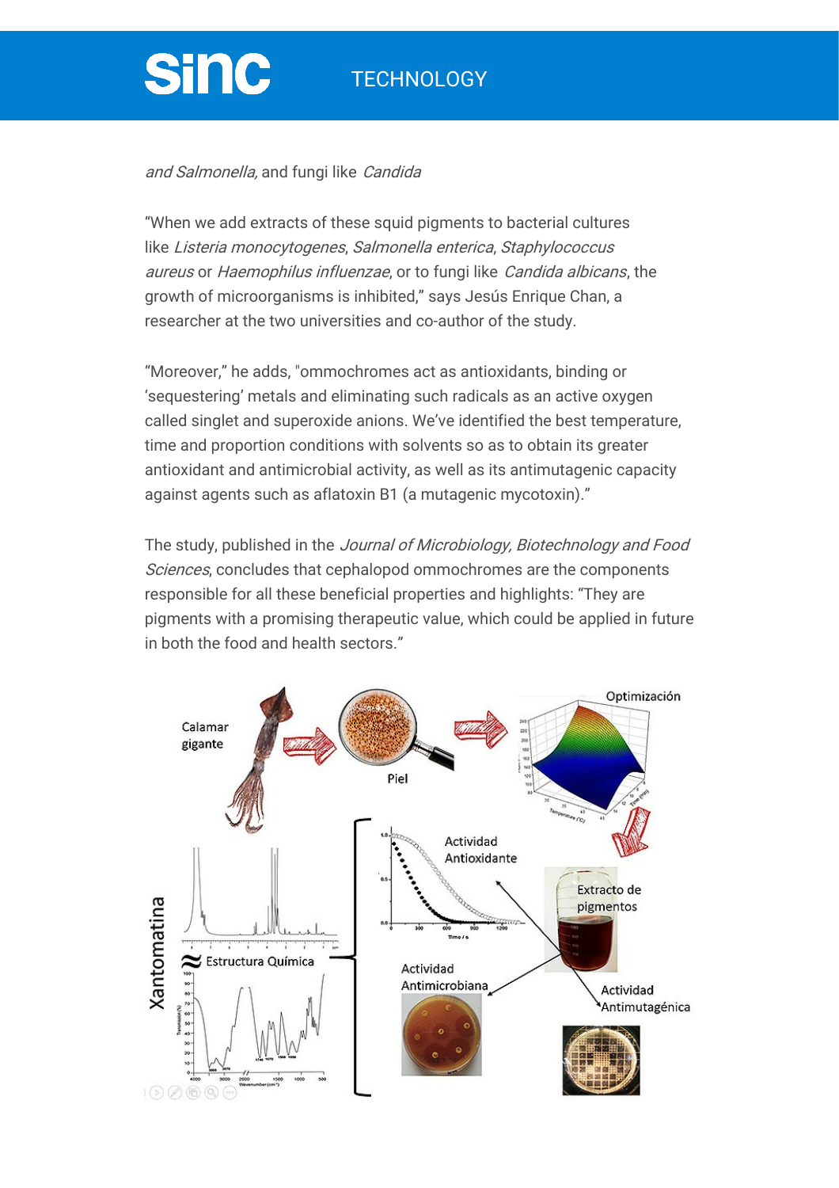*and Salmonella,* and fungi like *Candida*

“When we add extracts of these squid pigments to bacterial cultures like *Listeria monocytogenes*, *Salmonella enterica*, *Staphylococcus aureus* or *Haemophilus influenzae*, or to fungi like *Candida albicans*, the growth of microorganisms is inhibited,” says Jesús Enrique Chan, a researcher at the two universities and co-author of the study.

“Moreover,” he adds, "ommochromes act as antioxidants, binding or ‘sequestering’ metals and eliminating such radicals as an active oxygen called singlet and superoxide anions. We’ve identified the best temperature, time and proportion conditions with solvents so as to obtain its greater antioxidant and antimicrobial activity, as well as its antimutagenic capacity against agents such as aflatoxin B1 (a mutagenic mycotoxin).”

The study, published in the *Journal of Microbiology, Biotechnology and Food Sciences*, concludes that cephalopod ommochromes are the components responsible for all these beneficial properties and highlights: “They are pigments with a promising therapeutic value, which could be applied in future in both the food and health sectors.”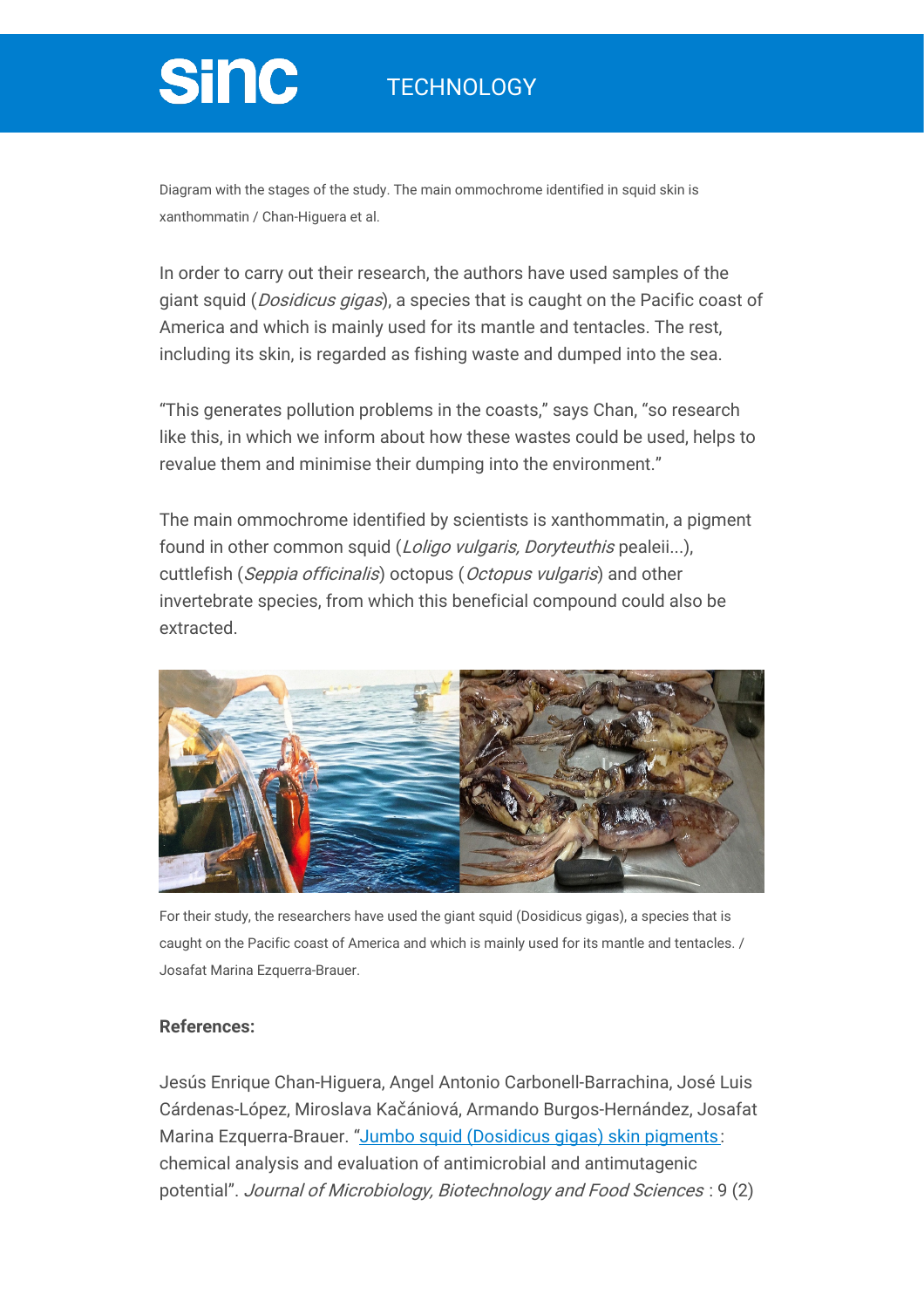Diagram with the stages of the study. The main ommochrome identified in squid skin is xanthommatin / Chan-Higuera et al.

In order to carry out their research, the authors have used samples of the giant squid (*Dosidicus gigas*), a species that is caught on the Pacific coast of America and which is mainly used for its mantle and tentacles. The rest, including its skin, is regarded as fishing waste and dumped into the sea.

“This generates pollution problems in the coasts,” says Chan, “so research like this, in which we inform about how these wastes could be used, helps to revalue them and minimise their dumping into the environment.”

The main ommochrome identified by scientists is xanthommatin, a pigment found in other common squid (*Loligo vulgaris, Doryteuthis* pealeii...), cuttlefish (*Seppia officinalis*) octopus (*Octopus vulgaris*) and other invertebrate species, from which this beneficial compound could also be extracted.

For their study, the researchers have used the giant squid (Dosidicus gigas), a species that is caught on the Pacific coast of America and which is mainly used for its mantle and tentacles. / Josafat Marina Ezquerra-Brauer.

**References:**

Jesús Enrique Chan-Higuera, Angel Antonio Carbonell-Barrachina, José Luis Cárdenas-López, Miroslava Kačániová, Armando Burgos-Hernández, Josafat Marina Ezquerra-Brauer. “Jumbo squid (Dosidicus gigas) skin pigments: chemical analysis and evaluation of antimicrobial and antimutagenic potential”. *Journal of Microbiology, Biotechnology and Food Sciences* : 9 (2)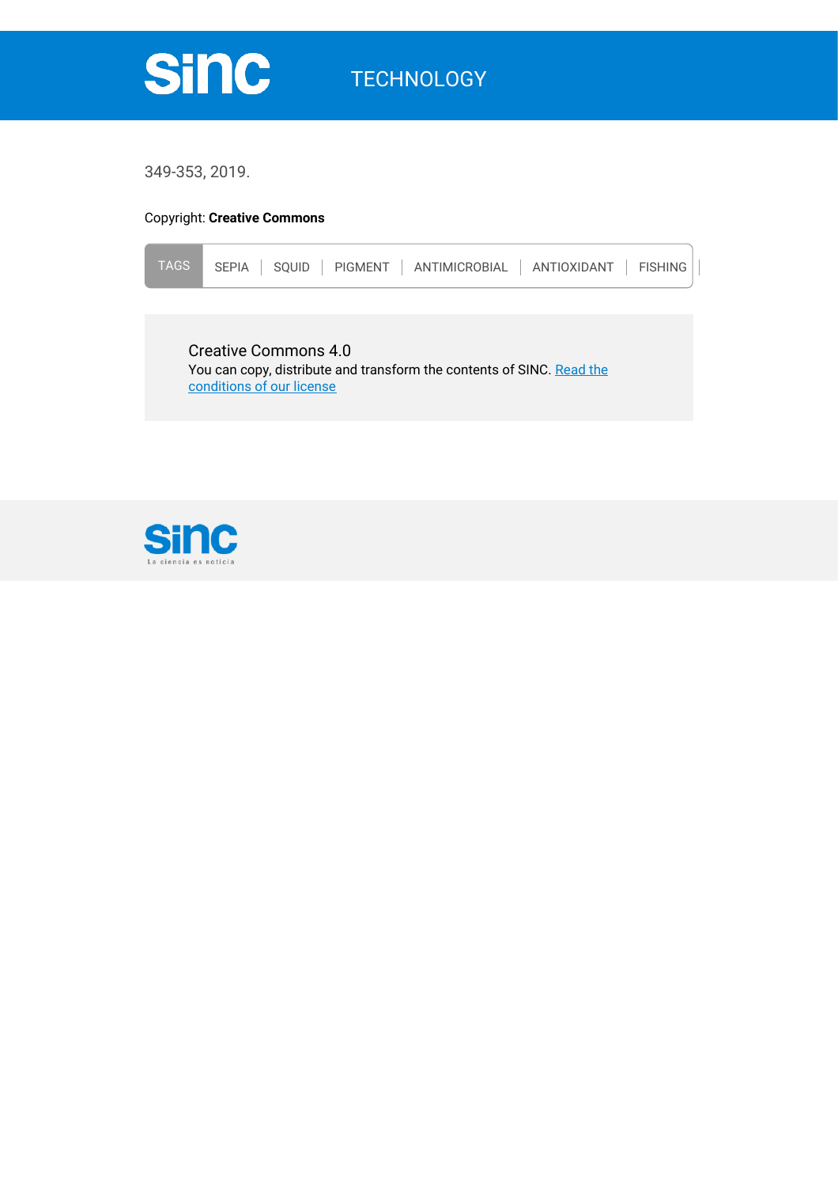349-353, 2019.

Copyright: **Creative Commons**

TAGS | SEPIA | SQUID | PIGMENT | ANTIMICROBIAL | ANTIOXIDANT | FISHING

Creative Commons 4.0

You can copy, distribute and transform the contents of SINC. Read the conditions of our license